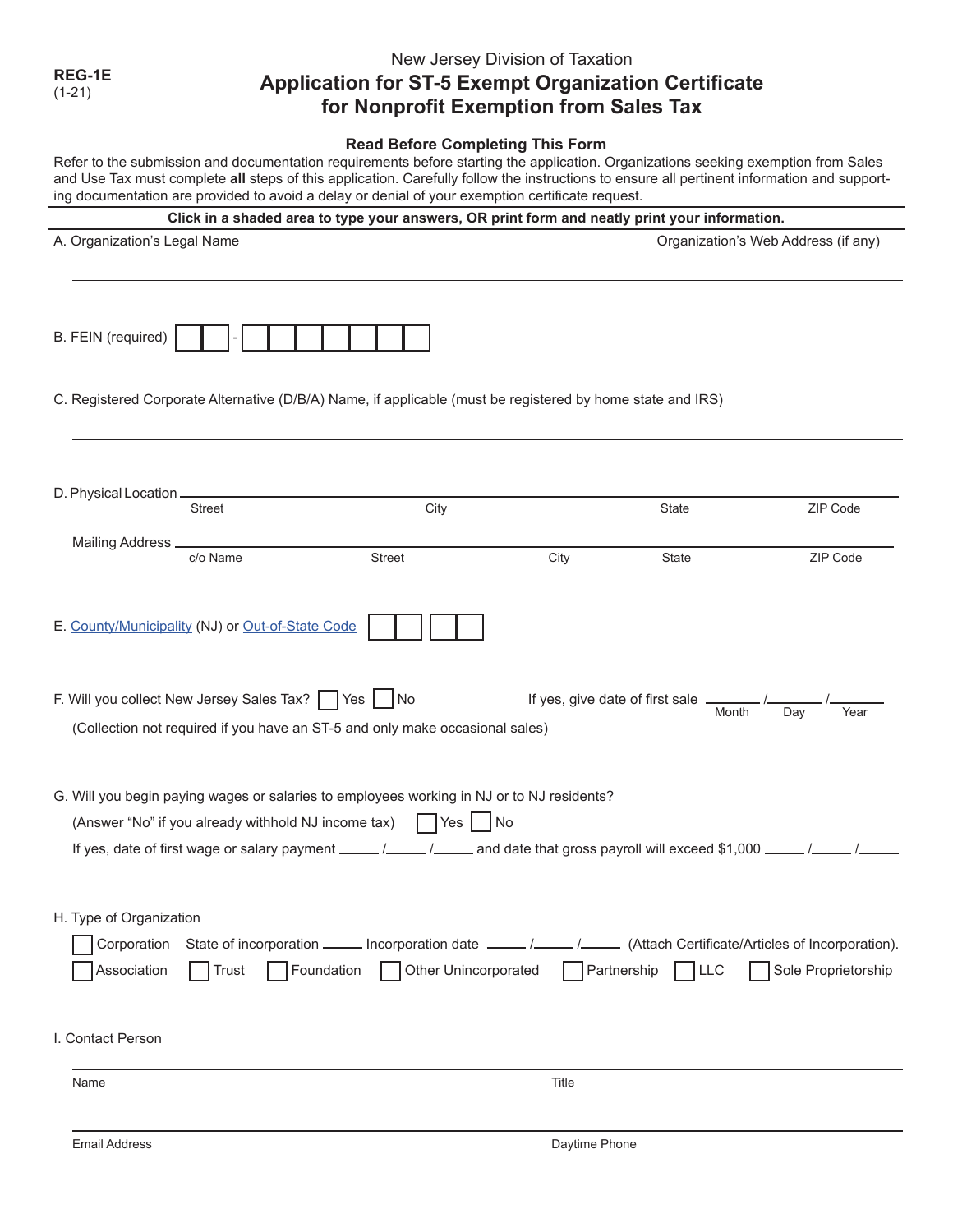REG-1E
(1-21)

New Jersey Division of Taxation

# Application for ST-5 Exempt Organization Certificate for Nonprofit Exemption from Sales Tax

### Read Before Completing This Form

Refer to the submission and documentation requirements before starting the application. Organizations seeking exemption from Sales and Use Tax must complete **all** steps of this application. Carefully follow the instructions to ensure all pertinent information and supporting documentation are provided to avoid a delay or denial of your exemption certificate request.

**Click in a shaded area to type your answers, OR print form and neatly print your information.**

A. Organization's Legal Name                                        Organization's Web Address (if any)

_______________________________________________

B. FEIN (required) ☐☐ - ☐☐☐☐☐☐☐

C. Registered Corporate Alternative (D/B/A) Name, if applicable (must be registered by home state and IRS)

_______________________________________________

D. Physical Location _______________________________________________
Street    City    State    ZIP Code

Mailing Address _______________________________________________
c/o Name    Street    City    State    ZIP Code

E. County/Municipality (NJ) or Out-of-State Code ☐☐ ☐☐

F. Will you collect New Jersey Sales Tax? ☐ Yes ☐ No        If yes, give date of first sale ______ /______ /______ (Month / Day / Year)

(Collection not required if you have an ST-5 and only make occasional sales)

G. Will you begin paying wages or salaries to employees working in NJ or to NJ residents?

(Answer "No" if you already withhold NJ income tax) ☐ Yes ☐ No

If yes, date of first wage or salary payment _____ /_____ /_____ and date that gross payroll will exceed $1,000 _____ /_____ /_____

H. Type of Organization

☐ Corporation   State of incorporation _____ Incorporation date _____ /_____ /_____ (Attach Certificate/Articles of Incorporation).

☐ Association ☐ Trust ☐ Foundation ☐ Other Unincorporated ☐ Partnership ☐ LLC ☐ Sole Proprietorship

I. Contact Person

_______________________________________________
Name                                        Title

_______________________________________________
Email Address                                        Daytime Phone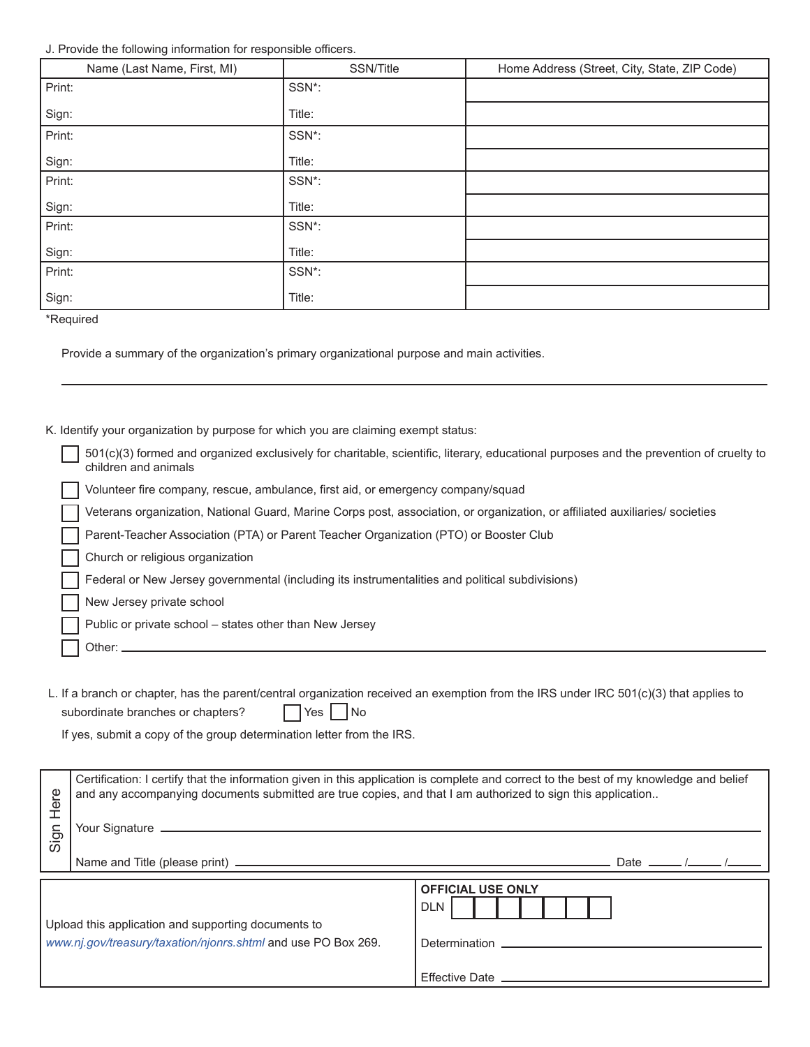J. Provide the following information for responsible officers.

| Name (Last Name, First, MI) | SSN/Title | Home Address (Street, City, State, ZIP Code) |
| --- | --- | --- |
| Print: | SSN*: | |
| Sign: | Title: | |
| Print: | SSN*: | |
| Sign: | Title: | |
| Print: | SSN*: | |
| Sign: | Title: | |
| Print: | SSN*: | |
| Sign: | Title: | |
| Print: | SSN*: | |
| Sign: | Title: | |

*Required

Provide a summary of the organization's primary organizational purpose and main activities.

\_\_\_\_\_\_\_\_\_\_\_\_\_\_\_\_\_\_\_\_\_\_\_\_\_\_\_\_\_\_\_\_\_\_\_\_\_\_\_\_\_\_\_\_\_\_\_\_\_\_\_\_\_\_\_\_\_\_\_\_

K. Identify your organization by purpose for which you are claiming exempt status:

- ☐ 501(c)(3) formed and organized exclusively for charitable, scientific, literary, educational purposes and the prevention of cruelty to children and animals
- ☐ Volunteer fire company, rescue, ambulance, first aid, or emergency company/squad
- ☐ Veterans organization, National Guard, Marine Corps post, association, or organization, or affiliated auxiliaries/ societies
- ☐ Parent-Teacher Association (PTA) or Parent Teacher Organization (PTO) or Booster Club
- ☐ Church or religious organization
- ☐ Federal or New Jersey governmental (including its instrumentalities and political subdivisions)
- ☐ New Jersey private school
- ☐ Public or private school – states other than New Jersey
- ☐ Other: \_\_\_\_\_\_\_\_\_\_\_\_\_\_\_\_\_\_\_\_\_\_\_\_\_\_\_\_\_\_\_\_\_\_\_\_\_\_\_\_\_\_\_\_\_\_\_\_

L. If a branch or chapter, has the parent/central organization received an exemption from the IRS under IRC 501(c)(3) that applies to subordinate branches or chapters? ☐ Yes ☐ No

If yes, submit a copy of the group determination letter from the IRS.

**Sign Here**

Certification: I certify that the information given in this application is complete and correct to the best of my knowledge and belief and any accompanying documents submitted are true copies, and that I am authorized to sign this application..

Your Signature \_\_\_\_\_\_\_\_\_\_\_\_\_\_\_\_\_\_\_\_\_\_\_\_\_\_\_\_\_\_\_\_\_\_\_\_\_\_\_\_\_\_\_\_\_\_\_\_

Name and Title (please print) \_\_\_\_\_\_\_\_\_\_\_\_\_\_\_\_\_\_\_\_\_\_\_\_\_\_\_\_\_\_\_\_\_\_ Date \_\_\_\_ /\_\_\_\_ /\_\_\_\_

Upload this application and supporting documents to *www.nj.gov/treasury/taxation/njonrs.shtml* and use PO Box 269.

**OFFICIAL USE ONLY**

DLN ☐☐☐☐☐☐☐

Determination \_\_\_\_\_\_\_\_\_\_\_\_\_\_\_\_\_\_\_\_\_\_\_\_\_\_

Effective Date \_\_\_\_\_\_\_\_\_\_\_\_\_\_\_\_\_\_\_\_\_\_\_\_\_\_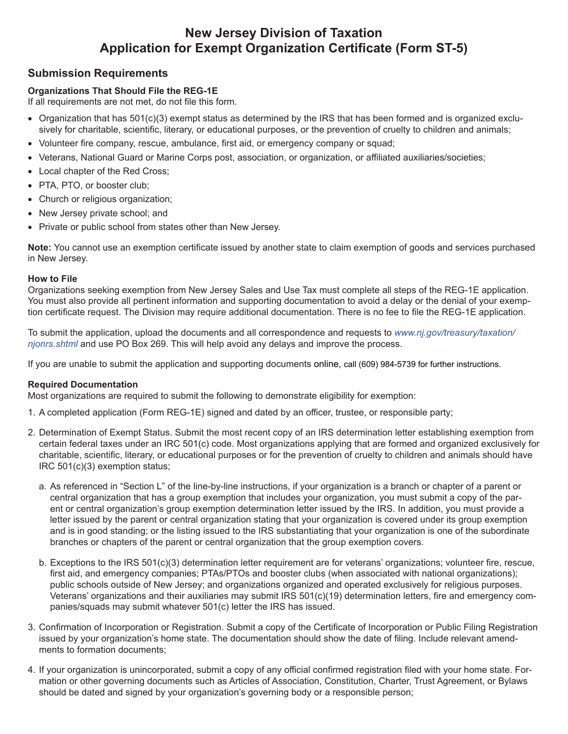# New Jersey Division of Taxation
# Application for Exempt Organization Certificate (Form ST-5)

## Submission Requirements

### Organizations That Should File the REG-1E

If all requirements are not met, do not file this form.

- Organization that has 501(c)(3) exempt status as determined by the IRS that has been formed and is organized exclusively for charitable, scientific, literary, or educational purposes, or the prevention of cruelty to children and animals;
- Volunteer fire company, rescue, ambulance, first aid, or emergency company or squad;
- Veterans, National Guard or Marine Corps post, association, or organization, or affiliated auxiliaries/societies;
- Local chapter of the Red Cross;
- PTA, PTO, or booster club;
- Church or religious organization;
- New Jersey private school; and
- Private or public school from states other than New Jersey.

**Note:** You cannot use an exemption certificate issued by another state to claim exemption of goods and services purchased in New Jersey.

### How to File

Organizations seeking exemption from New Jersey Sales and Use Tax must complete all steps of the REG-1E application. You must also provide all pertinent information and supporting documentation to avoid a delay or the denial of your exemption certificate request. The Division may require additional documentation. There is no fee to file the REG-1E application.

To submit the application, upload the documents and all correspondence and requests to *www.nj.gov/treasury/taxation/njonrs.shtml* and use PO Box 269. This will help avoid any delays and improve the process.

If you are unable to submit the application and supporting documents online, call (609) 984-5739 for further instructions.

### Required Documentation

Most organizations are required to submit the following to demonstrate eligibility for exemption:

1. A completed application (Form REG-1E) signed and dated by an officer, trustee, or responsible party;
2. Determination of Exempt Status. Submit the most recent copy of an IRS determination letter establishing exemption from certain federal taxes under an IRC 501(c) code. Most organizations applying that are formed and organized exclusively for charitable, scientific, literary, or educational purposes or for the prevention of cruelty to children and animals should have IRC 501(c)(3) exemption status;
   a. As referenced in "Section L" of the line-by-line instructions, if your organization is a branch or chapter of a parent or central organization that has a group exemption that includes your organization, you must submit a copy of the parent or central organization's group exemption determination letter issued by the IRS. In addition, you must provide a letter issued by the parent or central organization stating that your organization is covered under its group exemption and is in good standing; or the listing issued to the IRS substantiating that your organization is one of the subordinate branches or chapters of the parent or central organization that the group exemption covers.
   b. Exceptions to the IRS 501(c)(3) determination letter requirement are for veterans' organizations; volunteer fire, rescue, first aid, and emergency companies; PTAs/PTOs and booster clubs (when associated with national organizations); public schools outside of New Jersey; and organizations organized and operated exclusively for religious purposes. Veterans' organizations and their auxiliaries may submit IRS 501(c)(19) determination letters, fire and emergency companies/squads may submit whatever 501(c) letter the IRS has issued.
3. Confirmation of Incorporation or Registration. Submit a copy of the Certificate of Incorporation or Public Filing Registration issued by your organization's home state. The documentation should show the date of filing. Include relevant amendments to formation documents;
4. If your organization is unincorporated, submit a copy of any official confirmed registration filed with your home state. Formation or other governing documents such as Articles of Association, Constitution, Charter, Trust Agreement, or Bylaws should be dated and signed by your organization's governing body or a responsible person;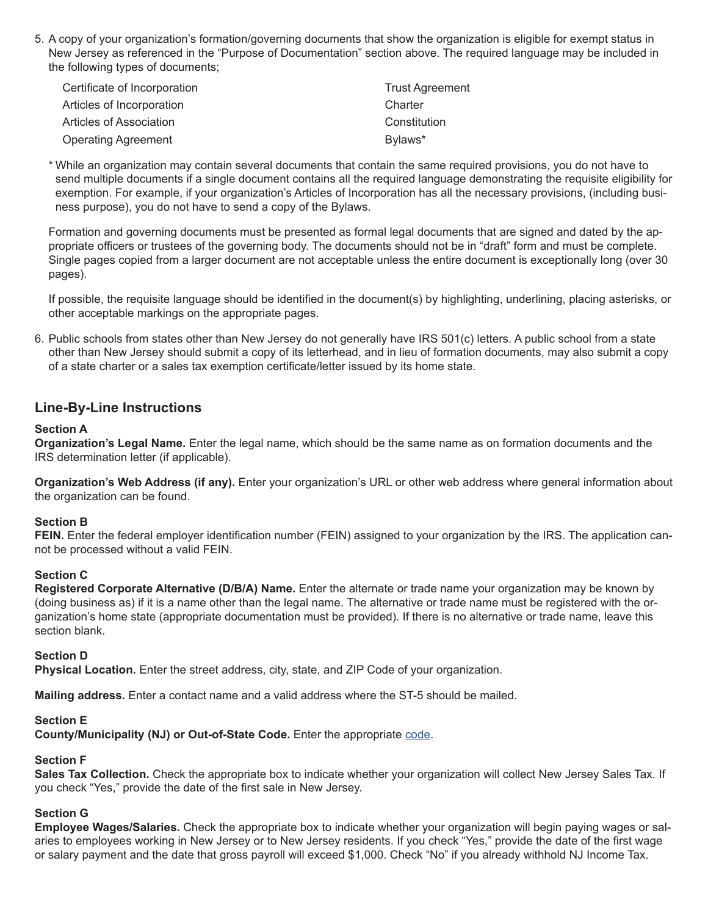5. A copy of your organization's formation/governing documents that show the organization is eligible for exempt status in New Jersey as referenced in the "Purpose of Documentation" section above. The required language may be included in the following types of documents;

   - Certificate of Incorporation
   - Articles of Incorporation
   - Articles of Association
   - Operating Agreement
   - Trust Agreement
   - Charter
   - Constitution
   - Bylaws*

   * While an organization may contain several documents that contain the same required provisions, you do not have to send multiple documents if a single document contains all the required language demonstrating the requisite eligibility for exemption. For example, if your organization's Articles of Incorporation has all the necessary provisions, (including business purpose), you do not have to send a copy of the Bylaws.

   Formation and governing documents must be presented as formal legal documents that are signed and dated by the appropriate officers or trustees of the governing body. The documents should not be in "draft" form and must be complete. Single pages copied from a larger document are not acceptable unless the entire document is exceptionally long (over 30 pages).

   If possible, the requisite language should be identified in the document(s) by highlighting, underlining, placing asterisks, or other acceptable markings on the appropriate pages.

6. Public schools from states other than New Jersey do not generally have IRS 501(c) letters. A public school from a state other than New Jersey should submit a copy of its letterhead, and in lieu of formation documents, may also submit a copy of a state charter or a sales tax exemption certificate/letter issued by its home state.

## Line-By-Line Instructions

**Section A**

**Organization's Legal Name.** Enter the legal name, which should be the same name as on formation documents and the IRS determination letter (if applicable).

**Organization's Web Address (if any).** Enter your organization's URL or other web address where general information about the organization can be found.

**Section B**

**FEIN.** Enter the federal employer identification number (FEIN) assigned to your organization by the IRS. The application cannot be processed without a valid FEIN.

**Section C**

**Registered Corporate Alternative (D/B/A) Name.** Enter the alternate or trade name your organization may be known by (doing business as) if it is a name other than the legal name. The alternative or trade name must be registered with the organization's home state (appropriate documentation must be provided). If there is no alternative or trade name, leave this section blank.

**Section D**

**Physical Location.** Enter the street address, city, state, and ZIP Code of your organization.

**Mailing address.** Enter a contact name and a valid address where the ST-5 should be mailed.

**Section E**

**County/Municipality (NJ) or Out-of-State Code.** Enter the appropriate code.

**Section F**

**Sales Tax Collection.** Check the appropriate box to indicate whether your organization will collect New Jersey Sales Tax. If you check "Yes," provide the date of the first sale in New Jersey.

**Section G**

**Employee Wages/Salaries.** Check the appropriate box to indicate whether your organization will begin paying wages or salaries to employees working in New Jersey or to New Jersey residents. If you check "Yes," provide the date of the first wage or salary payment and the date that gross payroll will exceed $1,000. Check "No" if you already withhold NJ Income Tax.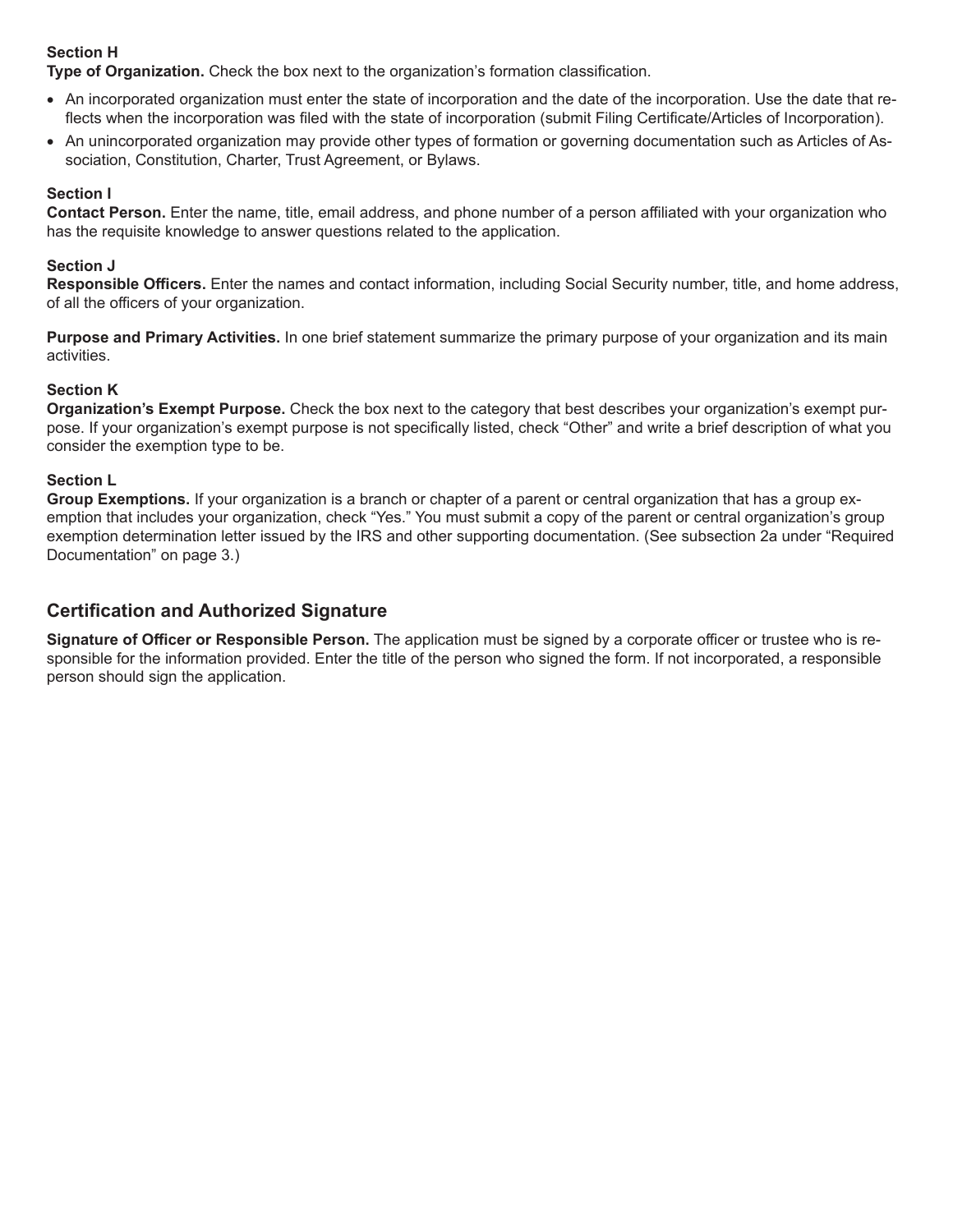**Section H**

**Type of Organization.** Check the box next to the organization's formation classification.

- An incorporated organization must enter the state of incorporation and the date of the incorporation. Use the date that reflects when the incorporation was filed with the state of incorporation (submit Filing Certificate/Articles of Incorporation).
- An unincorporated organization may provide other types of formation or governing documentation such as Articles of Association, Constitution, Charter, Trust Agreement, or Bylaws.

**Section I**

**Contact Person.** Enter the name, title, email address, and phone number of a person affiliated with your organization who has the requisite knowledge to answer questions related to the application.

**Section J**

**Responsible Officers.** Enter the names and contact information, including Social Security number, title, and home address, of all the officers of your organization.

**Purpose and Primary Activities.** In one brief statement summarize the primary purpose of your organization and its main activities.

**Section K**

**Organization's Exempt Purpose.** Check the box next to the category that best describes your organization's exempt purpose. If your organization's exempt purpose is not specifically listed, check "Other" and write a brief description of what you consider the exemption type to be.

**Section L**

**Group Exemptions.** If your organization is a branch or chapter of a parent or central organization that has a group exemption that includes your organization, check "Yes." You must submit a copy of the parent or central organization's group exemption determination letter issued by the IRS and other supporting documentation. (See subsection 2a under "Required Documentation" on page 3.)

## Certification and Authorized Signature

**Signature of Officer or Responsible Person.** The application must be signed by a corporate officer or trustee who is responsible for the information provided. Enter the title of the person who signed the form. If not incorporated, a responsible person should sign the application.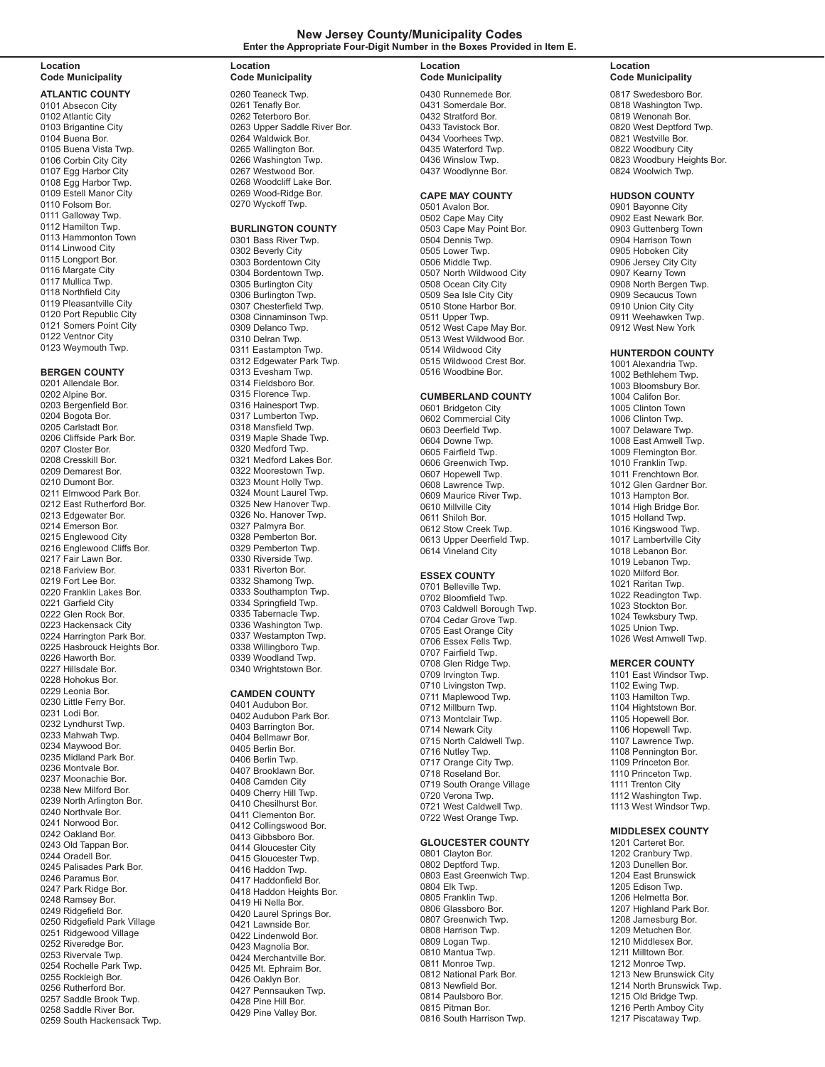# New Jersey County/Municipality Codes

**Enter the Appropriate Four-Digit Number in the Boxes Provided in Item E.**

**Location Code Municipality**

### ATLANTIC COUNTY

0101 Absecon City
0102 Atlantic City
0103 Brigantine City
0104 Buena Bor.
0105 Buena Vista Twp.
0106 Corbin City City
0107 Egg Harbor City
0108 Egg Harbor Twp.
0109 Estell Manor City
0110 Folsom Bor.
0111 Galloway Twp.
0112 Hamilton Twp.
0113 Hammonton Town
0114 Linwood City
0115 Longport Bor.
0116 Margate City
0117 Mullica Twp.
0118 Northfield City
0119 Pleasantville City
0120 Port Republic City
0121 Somers Point City
0122 Ventnor City
0123 Weymouth Twp.

### BERGEN COUNTY

0201 Allendale Bor.
0202 Alpine Bor.
0203 Bergenfield Bor.
0204 Bogota Bor.
0205 Carlstadt Bor.
0206 Cliffside Park Bor.
0207 Closter Bor.
0208 Cresskill Bor.
0209 Demarest Bor.
0210 Dumont Bor.
0211 Elmwood Park Bor.
0212 East Rutherford Bor.
0213 Edgewater Bor.
0214 Emerson Bor.
0215 Englewood City
0216 Englewood Cliffs Bor.
0217 Fair Lawn Bor.
0218 Fariview Bor.
0219 Fort Lee Bor.
0220 Franklin Lakes Bor.
0221 Garfield City
0222 Glen Rock Bor.
0223 Hackensack City
0224 Harrington Park Bor.
0225 Hasbrouck Heights Bor.
0226 Haworth Bor.
0227 Hillsdale Bor.
0228 Hohokus Bor.
0229 Leonia Bor.
0230 Little Ferry Bor.
0231 Lodi Bor.
0232 Lyndhurst Twp.
0233 Mahwah Twp.
0234 Maywood Bor.
0235 Midland Park Bor.
0236 Montvale Bor.
0237 Moonachie Bor.
0238 New Milford Bor.
0239 North Arlington Bor.
0240 Northvale Bor.
0241 Norwood Bor.
0242 Oakland Bor.
0243 Old Tappan Bor.
0244 Oradell Bor.
0245 Palisades Park Bor.
0246 Paramus Bor.
0247 Park Ridge Bor.
0248 Ramsey Bor.
0249 Ridgefield Bor.
0250 Ridgefield Park Village
0251 Ridgewood Village
0252 Riveredge Bor.
0253 Rivervale Twp.
0254 Rochelle Park Twp.
0255 Rockleigh Bor.
0256 Rutherford Bor.
0257 Saddle Brook Twp.
0258 Saddle River Bor.
0259 South Hackensack Twp.
0260 Teaneck Twp.
0261 Tenafly Bor.
0262 Teterboro Bor.
0263 Upper Saddle River Bor.
0264 Waldwick Bor.
0265 Wallington Bor.
0266 Washington Twp.
0267 Westwood Bor.
0268 Woodcliff Lake Bor.
0269 Wood-Ridge Bor.
0270 Wyckoff Twp.

### BURLINGTON COUNTY

0301 Bass River Twp.
0302 Beverly City
0303 Bordentown City
0304 Bordentown Twp.
0305 Burlington City
0306 Burlington Twp.
0307 Chesterfield Twp.
0308 Cinnaminson Twp.
0309 Delanco Twp.
0310 Delran Twp.
0311 Eastampton Twp.
0312 Edgewater Park Twp.
0313 Evesham Twp.
0314 Fieldsboro Bor.
0315 Florence Twp.
0316 Hainesport Twp.
0317 Lumberton Twp.
0318 Mansfield Twp.
0319 Maple Shade Twp.
0320 Medford Twp.
0321 Medford Lakes Bor.
0322 Moorestown Twp.
0323 Mount Holly Twp.
0324 Mount Laurel Twp.
0325 New Hanover Twp.
0326 No. Hanover Twp.
0327 Palmyra Bor.
0328 Pemberton Bor.
0329 Pemberton Twp.
0330 Riverside Twp.
0331 Riverton Bor.
0332 Shamong Twp.
0333 Southampton Twp.
0334 Springfield Twp.
0335 Tabernacle Twp.
0336 Washington Twp.
0337 Westampton Twp.
0338 Willingboro Twp.
0339 Woodland Twp.
0340 Wrightstown Bor.

### CAMDEN COUNTY

0401 Audubon Bor.
0402 Audubon Park Bor.
0403 Barrington Bor.
0404 Bellmawr Bor.
0405 Berlin Bor.
0406 Berlin Twp.
0407 Brooklawn Bor.
0408 Camden City
0409 Cherry Hill Twp.
0410 Chesilhurst Bor.
0411 Clementon Bor.
0412 Collingswood Bor.
0413 Gibbsboro Bor.
0414 Gloucester City
0415 Gloucester Twp.
0416 Haddon Twp.
0417 Haddonfield Bor.
0418 Haddon Heights Bor.
0419 Hi Nella Bor.
0420 Laurel Springs Bor.
0421 Lawnside Bor.
0422 Lindenwold Bor.
0423 Magnolia Bor.
0424 Merchantville Bor.
0425 Mt. Ephraim Bor.
0426 Oaklyn Bor.
0427 Pennsauken Twp.
0428 Pine Hill Bor.
0429 Pine Valley Bor.
0430 Runnemede Bor.
0431 Somerdale Bor.
0432 Stratford Bor.
0433 Tavistock Bor.
0434 Voorhees Twp.
0435 Waterford Twp.
0436 Winslow Twp.
0437 Woodlynne Bor.

### CAPE MAY COUNTY

0501 Avalon Bor.
0502 Cape May City
0503 Cape May Point Bor.
0504 Dennis Twp.
0505 Lower Twp.
0506 Middle Twp.
0507 North Wildwood City
0508 Ocean City City
0509 Sea Isle City City
0510 Stone Harbor Bor.
0511 Upper Twp.
0512 West Cape May Bor.
0513 West Wildwood Bor.
0514 Wildwood City
0515 Wildwood Crest Bor.
0516 Woodbine Bor.

### CUMBERLAND COUNTY

0601 Bridgeton City
0602 Commercial City
0603 Deerfield Twp.
0604 Downe Twp.
0605 Fairfield Twp.
0606 Greenwich Twp.
0607 Hopewell Twp.
0608 Lawrence Twp.
0609 Maurice River Twp.
0610 Millville City
0611 Shiloh Bor.
0612 Stow Creek Twp.
0613 Upper Deerfield Twp.
0614 Vineland City

### ESSEX COUNTY

0701 Belleville Twp.
0702 Bloomfield Twp.
0703 Caldwell Borough Twp.
0704 Cedar Grove Twp.
0705 East Orange City
0706 Essex Fells Twp.
0707 Fairfield Twp.
0708 Glen Ridge Twp.
0709 Irvington Twp.
0710 Livingston Twp.
0711 Maplewood Twp.
0712 Millburn Twp.
0713 Montclair Twp.
0714 Newark City
0715 North Caldwell Twp.
0716 Nutley Twp.
0717 Orange City Twp.
0718 Roseland Bor.
0719 South Orange Village
0720 Verona Twp.
0721 West Caldwell Twp.
0722 West Orange Twp.

### GLOUCESTER COUNTY

0801 Clayton Bor.
0802 Deptford Twp.
0803 East Greenwich Twp.
0804 Elk Twp.
0805 Franklin Twp.
0806 Glassboro Bor.
0807 Greenwich Twp.
0808 Harrison Twp.
0809 Logan Twp.
0810 Mantua Twp.
0811 Monroe Twp.
0812 National Park Bor.
0813 Newfield Bor.
0814 Paulsboro Bor.
0815 Pitman Bor.
0816 South Harrison Twp.
0817 Swedesboro Bor.
0818 Washington Twp.
0819 Wenonah Bor.
0820 West Deptford Twp.
0821 Westville Bor.
0822 Woodbury City
0823 Woodbury Heights Bor.
0824 Woolwich Twp.

### HUDSON COUNTY

0901 Bayonne City
0902 East Newark Bor.
0903 Guttenberg Town
0904 Harrison Town
0905 Hoboken City
0906 Jersey City City
0907 Kearny Town
0908 North Bergen Twp.
0909 Secaucus Town
0910 Union City City
0911 Weehawken Twp.
0912 West New York

### HUNTERDON COUNTY

1001 Alexandria Twp.
1002 Bethlehem Twp.
1003 Bloomsbury Bor.
1004 Califon Bor.
1005 Clinton Town
1006 Clinton Twp.
1007 Delaware Twp.
1008 East Amwell Twp.
1009 Flemington Bor.
1010 Franklin Twp.
1011 Frenchtown Bor.
1012 Glen Gardner Bor.
1013 Hampton Bor.
1014 High Bridge Bor.
1015 Holland Twp.
1016 Kingswood Twp.
1017 Lambertville City
1018 Lebanon Bor.
1019 Lebanon Twp.
1020 Milford Bor.
1021 Raritan Twp.
1022 Readington Twp.
1023 Stockton Bor.
1024 Tewksbury Twp.
1025 Union Twp.
1026 West Amwell Twp.

### MERCER COUNTY

1101 East Windsor Twp.
1102 Ewing Twp.
1103 Hamilton Twp.
1104 Hightstown Bor.
1105 Hopewell Bor.
1106 Hopewell Twp.
1107 Lawrence Twp.
1108 Pennington Bor.
1109 Princeton Bor.
1110 Princeton Twp.
1111 Trenton City
1112 Washington Twp.
1113 West Windsor Twp.

### MIDDLESEX COUNTY

1201 Carteret Bor.
1202 Cranbury Twp.
1203 Dunellen Bor.
1204 East Brunswick
1205 Edison Twp.
1206 Helmetta Bor.
1207 Highland Park Bor.
1208 Jamesburg Bor.
1209 Metuchen Bor.
1210 Middlesex Bor.
1211 Milltown Bor.
1212 Monroe Twp.
1213 New Brunswick City
1214 North Brunswick Twp.
1215 Old Bridge Twp.
1216 Perth Amboy City
1217 Piscataway Twp.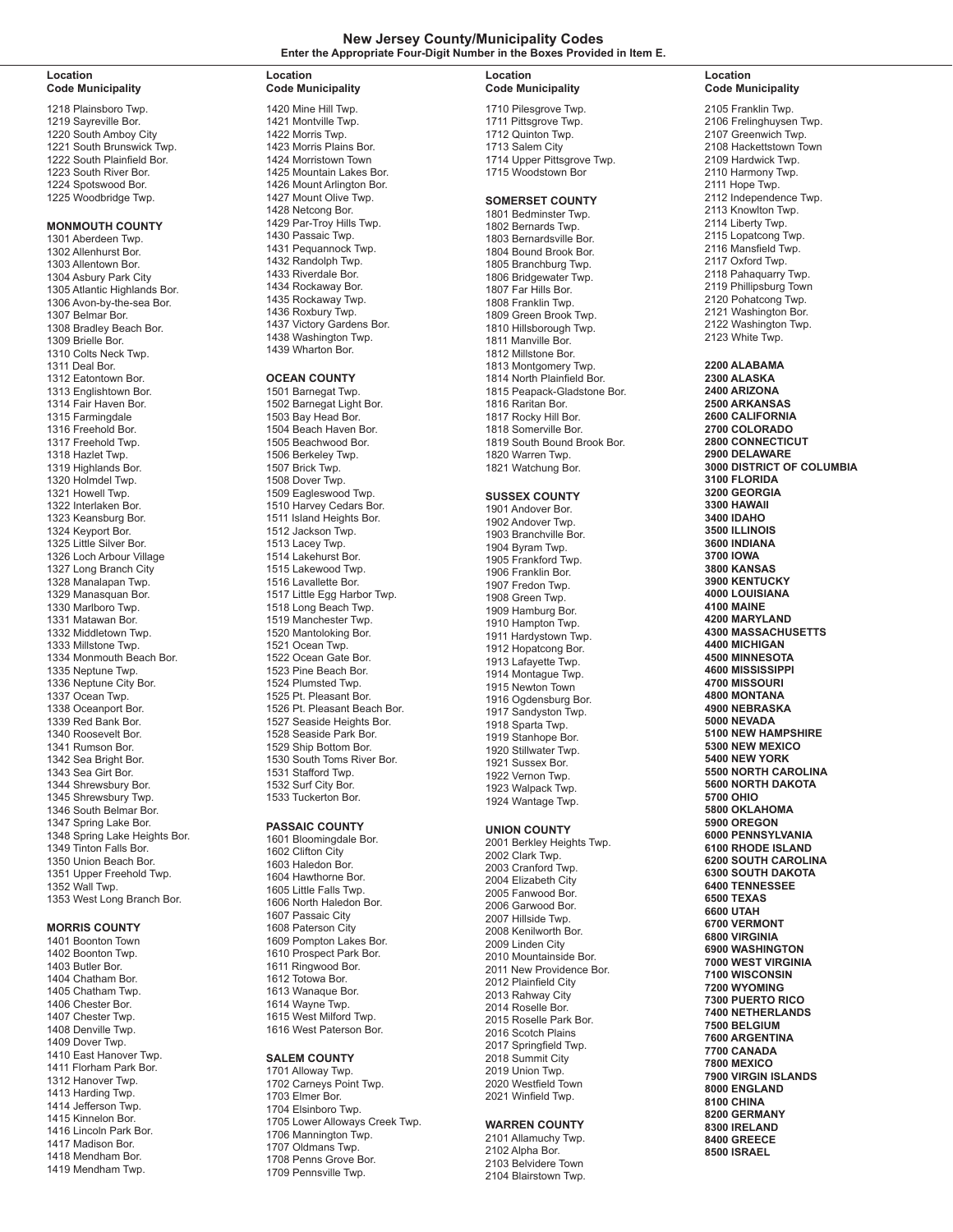# New Jersey County/Municipality Codes

**Enter the Appropriate Four-Digit Number in the Boxes Provided in Item E.**

**Location Code Municipality**

1218 Plainsboro Twp.
1219 Sayreville Bor.
1220 South Amboy City
1221 South Brunswick Twp.
1222 South Plainfield Bor.
1223 South River Bor.
1224 Spotswood Bor.
1225 Woodbridge Twp.

**MONMOUTH COUNTY**

1301 Aberdeen Twp.
1302 Allenhurst Bor.
1303 Allentown Bor.
1304 Asbury Park City
1305 Atlantic Highlands Bor.
1306 Avon-by-the-sea Bor.
1307 Belmar Bor.
1308 Bradley Beach Bor.
1309 Brielle Bor.
1310 Colts Neck Twp.
1311 Deal Bor.
1312 Eatontown Bor.
1313 Englishtown Bor.
1314 Fair Haven Bor.
1315 Farmingdale
1316 Freehold Bor.
1317 Freehold Twp.
1318 Hazlet Twp.
1319 Highlands Bor.
1320 Holmdel Twp.
1321 Howell Twp.
1322 Interlaken Bor.
1323 Keansburg Bor.
1324 Keyport Bor.
1325 Little Silver Bor.
1326 Loch Arbour Village
1327 Long Branch City
1328 Manalapan Twp.
1329 Manasquan Bor.
1330 Marlboro Twp.
1331 Matawan Bor.
1332 Middletown Twp.
1333 Millstone Twp.
1334 Monmouth Beach Bor.
1335 Neptune Twp.
1336 Neptune City Bor.
1337 Ocean Twp.
1338 Oceanport Bor.
1339 Red Bank Bor.
1340 Roosevelt Bor.
1341 Rumson Bor.
1342 Sea Bright Bor.
1343 Sea Girt Bor.
1344 Shrewsbury Bor.
1345 Shrewsbury Twp.
1346 South Belmar Bor.
1347 Spring Lake Bor.
1348 Spring Lake Heights Bor.
1349 Tinton Falls Bor.
1350 Union Beach Bor.
1351 Upper Freehold Twp.
1352 Wall Twp.
1353 West Long Branch Bor.

**MORRIS COUNTY**

1401 Boonton Town
1402 Boonton Twp.
1403 Butler Bor.
1404 Chatham Bor.
1405 Chatham Twp.
1406 Chester Bor.
1407 Chester Twp.
1408 Denville Twp.
1409 Dover Twp.
1410 East Hanover Twp.
1411 Florham Park Bor.
1312 Hanover Twp.
1413 Harding Twp.
1414 Jefferson Twp.
1415 Kinnelon Bor.
1416 Lincoln Park Bor.
1417 Madison Bor.
1418 Mendham Bor.
1419 Mendham Twp.
1420 Mine Hill Twp.
1421 Montville Twp.
1422 Morris Twp.
1423 Morris Plains Bor.
1424 Morristown Town
1425 Mountain Lakes Bor.
1426 Mount Arlington Bor.
1427 Mount Olive Twp.
1428 Netcong Bor.
1429 Par-Troy Hills Twp.
1430 Passaic Twp.
1431 Pequannock Twp.
1432 Randolph Twp.
1433 Riverdale Bor.
1434 Rockaway Bor.
1435 Rockaway Twp.
1436 Roxbury Twp.
1437 Victory Gardens Bor.
1438 Washington Twp.
1439 Wharton Bor.

**OCEAN COUNTY**

1501 Barnegat Twp.
1502 Barnegat Light Bor.
1503 Bay Head Bor.
1504 Beach Haven Bor.
1505 Beachwood Bor.
1506 Berkeley Twp.
1507 Brick Twp.
1508 Dover Twp.
1509 Eagleswood Twp.
1510 Harvey Cedars Bor.
1511 Island Heights Bor.
1512 Jackson Twp.
1513 Lacey Twp.
1514 Lakehurst Bor.
1515 Lakewood Twp.
1516 Lavallette Bor.
1517 Little Egg Harbor Twp.
1518 Long Beach Twp.
1519 Manchester Twp.
1520 Mantoloking Bor.
1521 Ocean Twp.
1522 Ocean Gate Bor.
1523 Pine Beach Bor.
1524 Plumsted Twp.
1525 Pt. Pleasant Bor.
1526 Pt. Pleasant Beach Bor.
1527 Seaside Heights Bor.
1528 Seaside Park Bor.
1529 Ship Bottom Bor.
1530 South Toms River Bor.
1531 Stafford Twp.
1532 Surf City Bor.
1533 Tuckerton Bor.

**PASSAIC COUNTY**

1601 Bloomingdale Bor.
1602 Clifton City
1603 Haledon Bor.
1604 Hawthorne Bor.
1605 Little Falls Twp.
1606 North Haledon Bor.
1607 Passaic City
1608 Paterson City
1609 Pompton Lakes Bor.
1610 Prospect Park Bor.
1611 Ringwood Bor.
1612 Totowa Bor.
1613 Wanaque Bor.
1614 Wayne Twp.
1615 West Milford Twp.
1616 West Paterson Bor.

**SALEM COUNTY**

1701 Alloway Twp.
1702 Carneys Point Twp.
1703 Elmer Bor.
1704 Elsinboro Twp.
1705 Lower Alloways Creek Twp.
1706 Mannington Twp.
1707 Oldmans Twp.
1708 Penns Grove Bor.
1709 Pennsville Twp.
1710 Pilesgrove Twp.
1711 Pittsgrove Twp.
1712 Quinton Twp.
1713 Salem City
1714 Upper Pittsgrove Twp.
1715 Woodstown Bor

**SOMERSET COUNTY**

1801 Bedminster Twp.
1802 Bernards Twp.
1803 Bernardsville Bor.
1804 Bound Brook Bor.
1805 Branchburg Twp.
1806 Bridgewater Twp.
1807 Far Hills Bor.
1808 Franklin Twp.
1809 Green Brook Twp.
1810 Hillsborough Twp.
1811 Manville Bor.
1812 Millstone Bor.
1813 Montgomery Twp.
1814 North Plainfield Bor.
1815 Peapack-Gladstone Bor.
1816 Raritan Bor.
1817 Rocky Hill Bor.
1818 Somerville Bor.
1819 South Bound Brook Bor.
1820 Warren Twp.
1821 Watchung Bor.

**SUSSEX COUNTY**

1901 Andover Bor.
1902 Andover Twp.
1903 Branchville Bor.
1904 Byram Twp.
1905 Frankford Twp.
1906 Franklin Bor.
1907 Fredon Twp.
1908 Green Twp.
1909 Hamburg Bor.
1910 Hampton Twp.
1911 Hardystown Twp.
1912 Hopatcong Bor.
1913 Lafayette Twp.
1914 Montague Twp.
1915 Newton Town
1916 Ogdensburg Bor.
1917 Sandyston Twp.
1918 Sparta Twp.
1919 Stanhope Bor.
1920 Stillwater Twp.
1921 Sussex Bor.
1922 Vernon Twp.
1923 Walpack Twp.
1924 Wantage Twp.

**UNION COUNTY**

2001 Berkley Heights Twp.
2002 Clark Twp.
2003 Cranford Twp.
2004 Elizabeth City
2005 Fanwood Bor.
2006 Garwood Bor.
2007 Hillside Twp.
2008 Kenilworth Bor.
2009 Linden City
2010 Mountainside Bor.
2011 New Providence Bor.
2012 Plainfield City
2013 Rahway City
2014 Roselle Bor.
2015 Roselle Park Bor.
2016 Scotch Plains
2017 Springfield Twp.
2018 Summit City
2019 Union Twp.
2020 Westfield Town
2021 Winfield Twp.

**WARREN COUNTY**

2101 Allamuchy Twp.
2102 Alpha Bor.
2103 Belvidere Town
2104 Blairstown Twp.
2105 Franklin Twp.
2106 Frelinghuysen Twp.
2107 Greenwich Twp.
2108 Hackettstown Town
2109 Hardwick Twp.
2110 Harmony Twp.
2111 Hope Twp.
2112 Independence Twp.
2113 Knowlton Twp.
2114 Liberty Twp.
2115 Lopatcong Twp.
2116 Mansfield Twp.
2117 Oxford Twp.
2118 Pahaquarry Twp.
2119 Phillipsburg Town
2120 Pohatcong Twp.
2121 Washington Bor.
2122 Washington Twp.
2123 White Twp.

**2200 ALABAMA**
**2300 ALASKA**
**2400 ARIZONA**
**2500 ARKANSAS**
**2600 CALIFORNIA**
**2700 COLORADO**
**2800 CONNECTICUT**
**2900 DELAWARE**
**3000 DISTRICT OF COLUMBIA**
**3100 FLORIDA**
**3200 GEORGIA**
**3300 HAWAII**
**3400 IDAHO**
**3500 ILLINOIS**
**3600 INDIANA**
**3700 IOWA**
**3800 KANSAS**
**3900 KENTUCKY**
**4000 LOUISIANA**
**4100 MAINE**
**4200 MARYLAND**
**4300 MASSACHUSETTS**
**4400 MICHIGAN**
**4500 MINNESOTA**
**4600 MISSISSIPPI**
**4700 MISSOURI**
**4800 MONTANA**
**4900 NEBRASKA**
**5000 NEVADA**
**5100 NEW HAMPSHIRE**
**5300 NEW MEXICO**
**5400 NEW YORK**
**5500 NORTH CAROLINA**
**5600 NORTH DAKOTA**
**5700 OHIO**
**5800 OKLAHOMA**
**5900 OREGON**
**6000 PENNSYLVANIA**
**6100 RHODE ISLAND**
**6200 SOUTH CAROLINA**
**6300 SOUTH DAKOTA**
**6400 TENNESSEE**
**6500 TEXAS**
**6600 UTAH**
**6700 VERMONT**
**6800 VIRGINIA**
**6900 WASHINGTON**
**7000 WEST VIRGINIA**
**7100 WISCONSIN**
**7200 WYOMING**
**7300 PUERTO RICO**
**7400 NETHERLANDS**
**7500 BELGIUM**
**7600 ARGENTINA**
**7700 CANADA**
**7800 MEXICO**
**7900 VIRGIN ISLANDS**
**8000 ENGLAND**
**8100 CHINA**
**8200 GERMANY**
**8300 IRELAND**
**8400 GREECE**
**8500 ISRAEL**